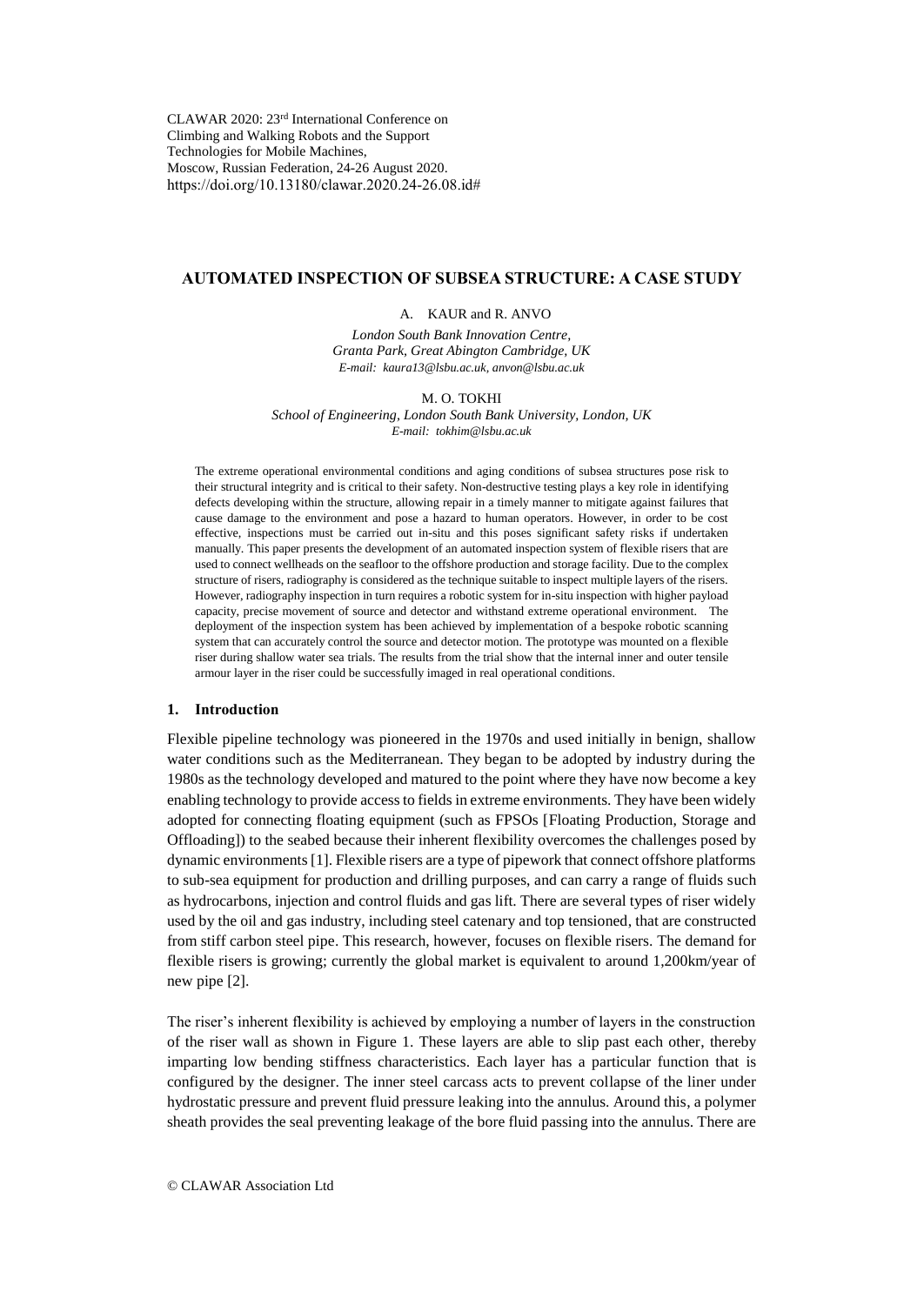CLAWAR 2020: 23rd International Conference on Climbing and Walking Robots and the Support Technologies for Mobile Machines, Moscow, Russian Federation, 24-26 August 2020.
https://doi.org/10.13180/clawar.2020.24-26.08.id#

# AUTOMATED INSPECTION OF SUBSEA STRUCTURE: A CASE STUDY

A. KAUR and R. ANVO

*London South Bank Innovation Centre, Granta Park, Great Abington Cambridge, UK*
*E-mail: kaura13@lsbu.ac.uk, anvon@lsbu.ac.uk*

M. O. TOKHI

*School of Engineering, London South Bank University, London, UK*
*E-mail: tokhim@lsbu.ac.uk*

The extreme operational environmental conditions and aging conditions of subsea structures pose risk to their structural integrity and is critical to their safety. Non-destructive testing plays a key role in identifying defects developing within the structure, allowing repair in a timely manner to mitigate against failures that cause damage to the environment and pose a hazard to human operators. However, in order to be cost effective, inspections must be carried out in-situ and this poses significant safety risks if undertaken manually. This paper presents the development of an automated inspection system of flexible risers that are used to connect wellheads on the seafloor to the offshore production and storage facility. Due to the complex structure of risers, radiography is considered as the technique suitable to inspect multiple layers of the risers. However, radiography inspection in turn requires a robotic system for in-situ inspection with higher payload capacity, precise movement of source and detector and withstand extreme operational environment. The deployment of the inspection system has been achieved by implementation of a bespoke robotic scanning system that can accurately control the source and detector motion. The prototype was mounted on a flexible riser during shallow water sea trials. The results from the trial show that the internal inner and outer tensile armour layer in the riser could be successfully imaged in real operational conditions.

## 1. Introduction

Flexible pipeline technology was pioneered in the 1970s and used initially in benign, shallow water conditions such as the Mediterranean. They began to be adopted by industry during the 1980s as the technology developed and matured to the point where they have now become a key enabling technology to provide access to fields in extreme environments. They have been widely adopted for connecting floating equipment (such as FPSOs [Floating Production, Storage and Offloading]) to the seabed because their inherent flexibility overcomes the challenges posed by dynamic environments [1]. Flexible risers are a type of pipework that connect offshore platforms to sub-sea equipment for production and drilling purposes, and can carry a range of fluids such as hydrocarbons, injection and control fluids and gas lift. There are several types of riser widely used by the oil and gas industry, including steel catenary and top tensioned, that are constructed from stiff carbon steel pipe. This research, however, focuses on flexible risers. The demand for flexible risers is growing; currently the global market is equivalent to around 1,200km/year of new pipe [2].

The riser's inherent flexibility is achieved by employing a number of layers in the construction of the riser wall as shown in Figure 1. These layers are able to slip past each other, thereby imparting low bending stiffness characteristics. Each layer has a particular function that is configured by the designer. The inner steel carcass acts to prevent collapse of the liner under hydrostatic pressure and prevent fluid pressure leaking into the annulus. Around this, a polymer sheath provides the seal preventing leakage of the bore fluid passing into the annulus. There are

© CLAWAR Association Ltd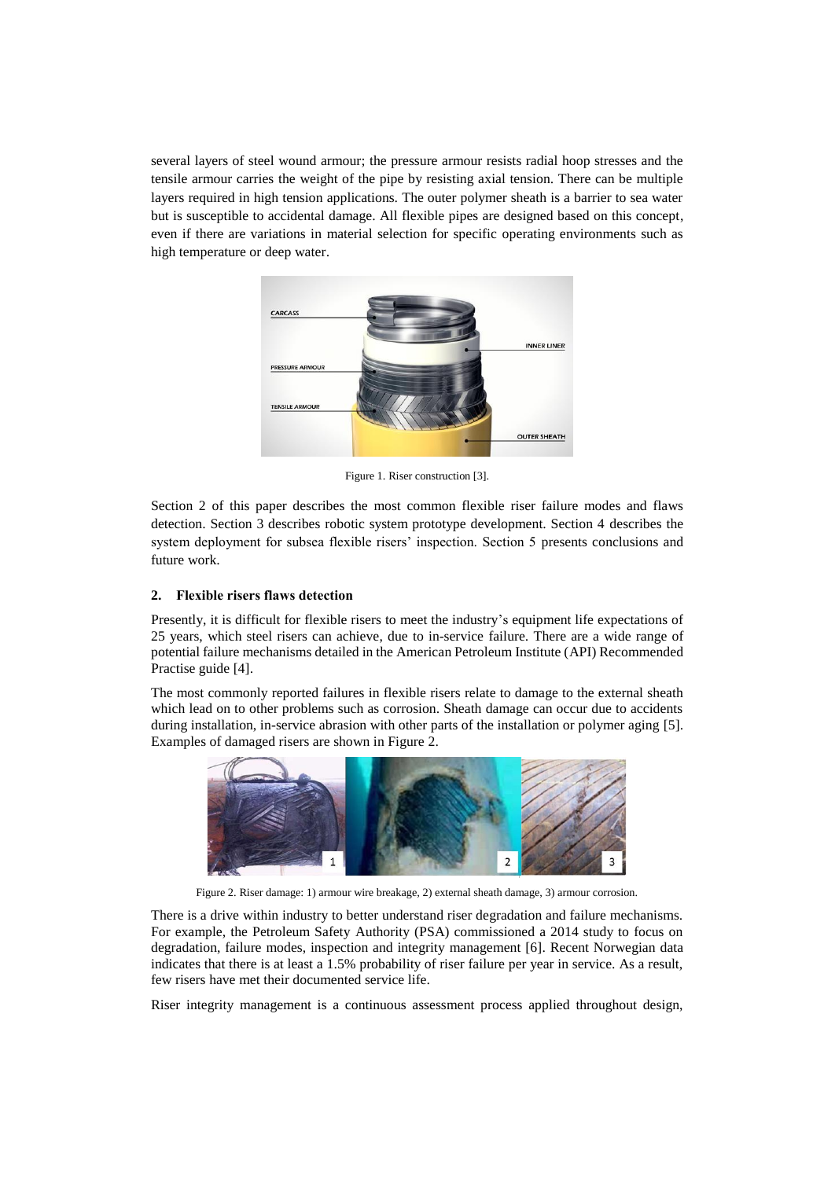several layers of steel wound armour; the pressure armour resists radial hoop stresses and the tensile armour carries the weight of the pipe by resisting axial tension. There can be multiple layers required in high tension applications. The outer polymer sheath is a barrier to sea water but is susceptible to accidental damage. All flexible pipes are designed based on this concept, even if there are variations in material selection for specific operating environments such as high temperature or deep water.

Figure 1. Riser construction [3].

Section 2 of this paper describes the most common flexible riser failure modes and flaws detection. Section 3 describes robotic system prototype development. Section 4 describes the system deployment for subsea flexible risers' inspection. Section 5 presents conclusions and future work.

## 2. Flexible risers flaws detection

Presently, it is difficult for flexible risers to meet the industry's equipment life expectations of 25 years, which steel risers can achieve, due to in-service failure. There are a wide range of potential failure mechanisms detailed in the American Petroleum Institute (API) Recommended Practise guide [4].

The most commonly reported failures in flexible risers relate to damage to the external sheath which lead on to other problems such as corrosion. Sheath damage can occur due to accidents during installation, in-service abrasion with other parts of the installation or polymer aging [5]. Examples of damaged risers are shown in Figure 2.

Figure 2. Riser damage: 1) armour wire breakage, 2) external sheath damage, 3) armour corrosion.

There is a drive within industry to better understand riser degradation and failure mechanisms. For example, the Petroleum Safety Authority (PSA) commissioned a 2014 study to focus on degradation, failure modes, inspection and integrity management [6]. Recent Norwegian data indicates that there is at least a 1.5% probability of riser failure per year in service. As a result, few risers have met their documented service life.

Riser integrity management is a continuous assessment process applied throughout design,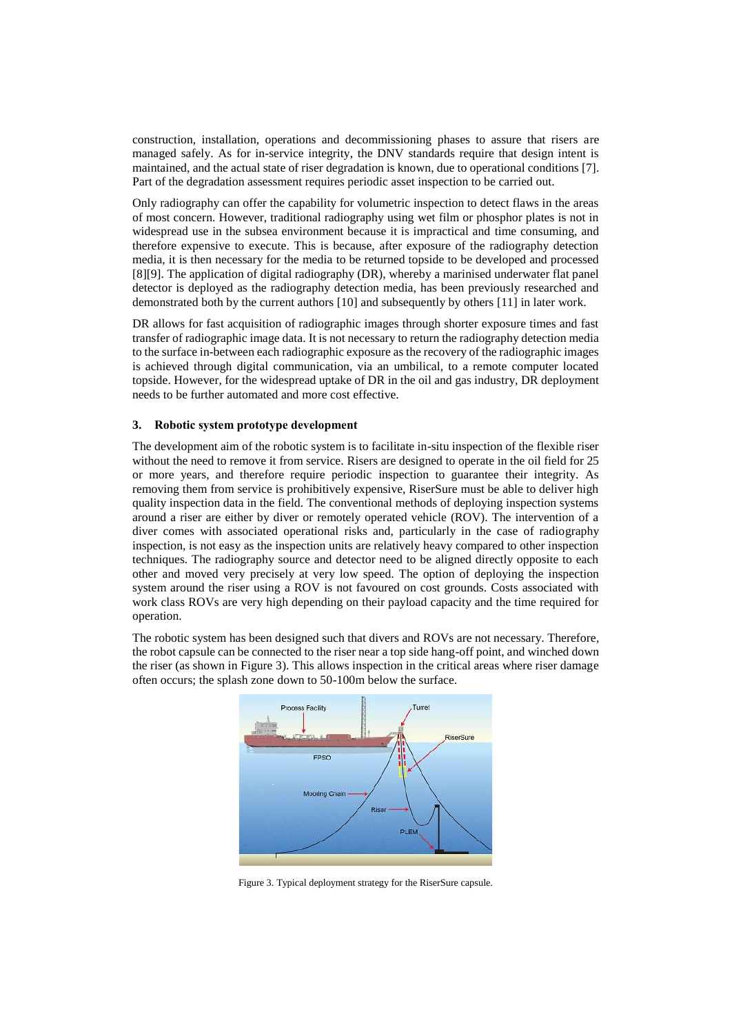construction, installation, operations and decommissioning phases to assure that risers are managed safely. As for in-service integrity, the DNV standards require that design intent is maintained, and the actual state of riser degradation is known, due to operational conditions [7]. Part of the degradation assessment requires periodic asset inspection to be carried out.

Only radiography can offer the capability for volumetric inspection to detect flaws in the areas of most concern. However, traditional radiography using wet film or phosphor plates is not in widespread use in the subsea environment because it is impractical and time consuming, and therefore expensive to execute. This is because, after exposure of the radiography detection media, it is then necessary for the media to be returned topside to be developed and processed [8][9]. The application of digital radiography (DR), whereby a marinised underwater flat panel detector is deployed as the radiography detection media, has been previously researched and demonstrated both by the current authors [10] and subsequently by others [11] in later work.

DR allows for fast acquisition of radiographic images through shorter exposure times and fast transfer of radiographic image data. It is not necessary to return the radiography detection media to the surface in-between each radiographic exposure as the recovery of the radiographic images is achieved through digital communication, via an umbilical, to a remote computer located topside. However, for the widespread uptake of DR in the oil and gas industry, DR deployment needs to be further automated and more cost effective.

## 3. Robotic system prototype development

The development aim of the robotic system is to facilitate in-situ inspection of the flexible riser without the need to remove it from service. Risers are designed to operate in the oil field for 25 or more years, and therefore require periodic inspection to guarantee their integrity. As removing them from service is prohibitively expensive, RiserSure must be able to deliver high quality inspection data in the field. The conventional methods of deploying inspection systems around a riser are either by diver or remotely operated vehicle (ROV). The intervention of a diver comes with associated operational risks and, particularly in the case of radiography inspection, is not easy as the inspection units are relatively heavy compared to other inspection techniques. The radiography source and detector need to be aligned directly opposite to each other and moved very precisely at very low speed. The option of deploying the inspection system around the riser using a ROV is not favoured on cost grounds. Costs associated with work class ROVs are very high depending on their payload capacity and the time required for operation.

The robotic system has been designed such that divers and ROVs are not necessary. Therefore, the robot capsule can be connected to the riser near a top side hang-off point, and winched down the riser (as shown in Figure 3). This allows inspection in the critical areas where riser damage often occurs; the splash zone down to 50-100m below the surface.

Figure 3. Typical deployment strategy for the RiserSure capsule.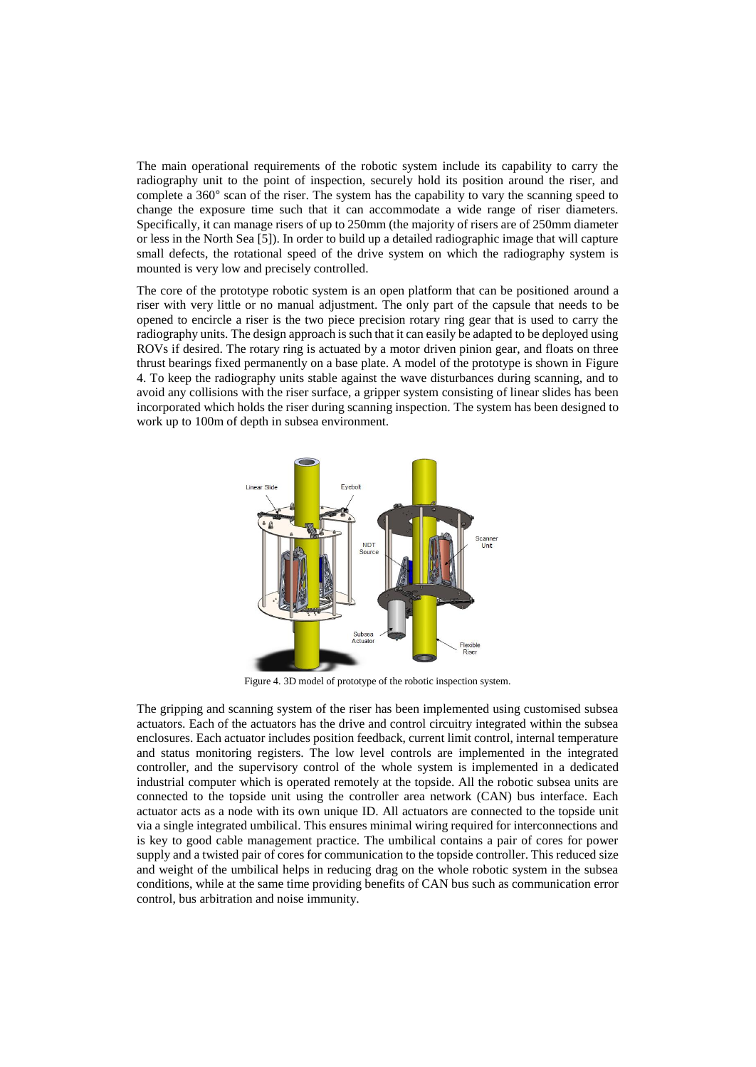The main operational requirements of the robotic system include its capability to carry the radiography unit to the point of inspection, securely hold its position around the riser, and complete a 360° scan of the riser. The system has the capability to vary the scanning speed to change the exposure time such that it can accommodate a wide range of riser diameters. Specifically, it can manage risers of up to 250mm (the majority of risers are of 250mm diameter or less in the North Sea [5]). In order to build up a detailed radiographic image that will capture small defects, the rotational speed of the drive system on which the radiography system is mounted is very low and precisely controlled.

The core of the prototype robotic system is an open platform that can be positioned around a riser with very little or no manual adjustment. The only part of the capsule that needs to be opened to encircle a riser is the two piece precision rotary ring gear that is used to carry the radiography units. The design approach is such that it can easily be adapted to be deployed using ROVs if desired. The rotary ring is actuated by a motor driven pinion gear, and floats on three thrust bearings fixed permanently on a base plate. A model of the prototype is shown in Figure 4. To keep the radiography units stable against the wave disturbances during scanning, and to avoid any collisions with the riser surface, a gripper system consisting of linear slides has been incorporated which holds the riser during scanning inspection. The system has been designed to work up to 100m of depth in subsea environment.

Figure 4. 3D model of prototype of the robotic inspection system.

The gripping and scanning system of the riser has been implemented using customised subsea actuators. Each of the actuators has the drive and control circuitry integrated within the subsea enclosures. Each actuator includes position feedback, current limit control, internal temperature and status monitoring registers. The low level controls are implemented in the integrated controller, and the supervisory control of the whole system is implemented in a dedicated industrial computer which is operated remotely at the topside. All the robotic subsea units are connected to the topside unit using the controller area network (CAN) bus interface. Each actuator acts as a node with its own unique ID. All actuators are connected to the topside unit via a single integrated umbilical. This ensures minimal wiring required for interconnections and is key to good cable management practice. The umbilical contains a pair of cores for power supply and a twisted pair of cores for communication to the topside controller. This reduced size and weight of the umbilical helps in reducing drag on the whole robotic system in the subsea conditions, while at the same time providing benefits of CAN bus such as communication error control, bus arbitration and noise immunity.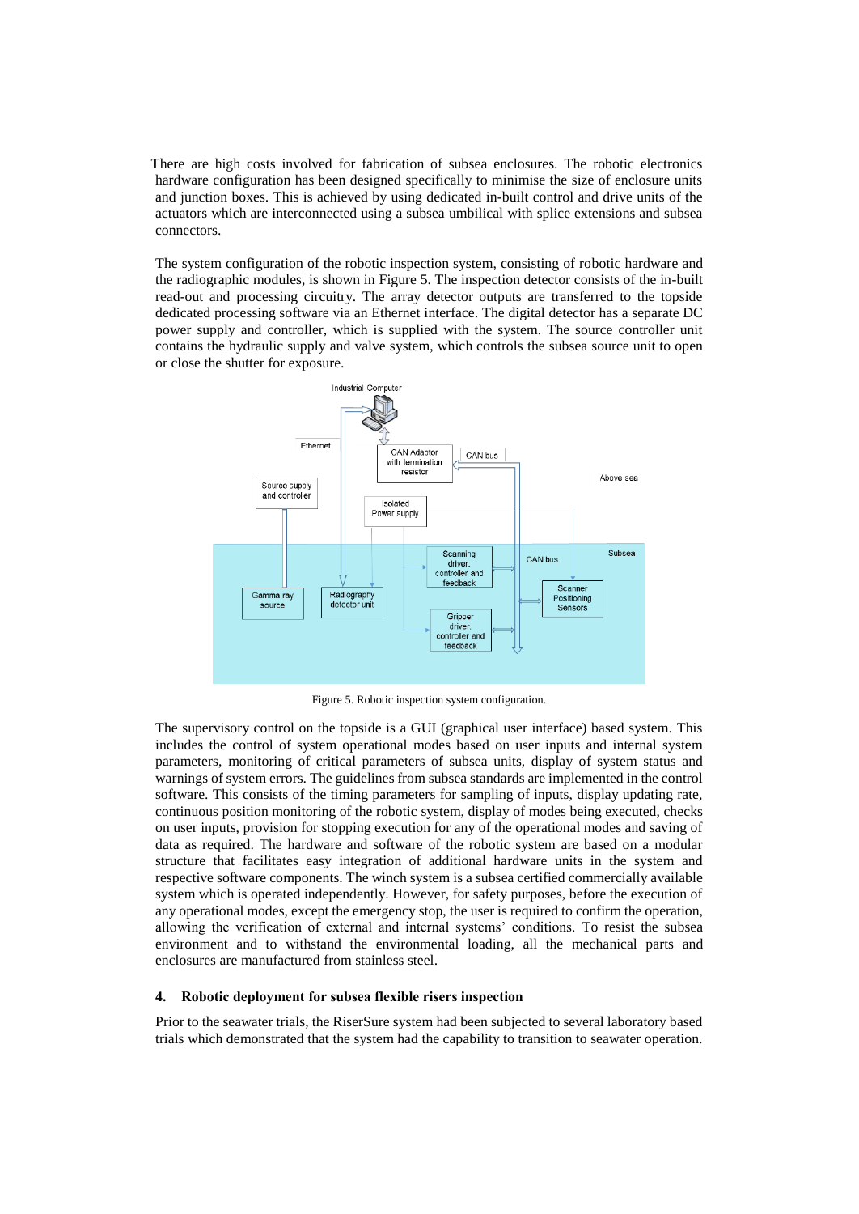There are high costs involved for fabrication of subsea enclosures. The robotic electronics hardware configuration has been designed specifically to minimise the size of enclosure units and junction boxes. This is achieved by using dedicated in-built control and drive units of the actuators which are interconnected using a subsea umbilical with splice extensions and subsea connectors.

The system configuration of the robotic inspection system, consisting of robotic hardware and the radiographic modules, is shown in Figure 5. The inspection detector consists of the in-built read-out and processing circuitry. The array detector outputs are transferred to the topside dedicated processing software via an Ethernet interface. The digital detector has a separate DC power supply and controller, which is supplied with the system. The source controller unit contains the hydraulic supply and valve system, which controls the subsea source unit to open or close the shutter for exposure.

Figure 5. Robotic inspection system configuration.

The supervisory control on the topside is a GUI (graphical user interface) based system. This includes the control of system operational modes based on user inputs and internal system parameters, monitoring of critical parameters of subsea units, display of system status and warnings of system errors. The guidelines from subsea standards are implemented in the control software. This consists of the timing parameters for sampling of inputs, display updating rate, continuous position monitoring of the robotic system, display of modes being executed, checks on user inputs, provision for stopping execution for any of the operational modes and saving of data as required. The hardware and software of the robotic system are based on a modular structure that facilitates easy integration of additional hardware units in the system and respective software components. The winch system is a subsea certified commercially available system which is operated independently. However, for safety purposes, before the execution of any operational modes, except the emergency stop, the user is required to confirm the operation, allowing the verification of external and internal systems' conditions. To resist the subsea environment and to withstand the environmental loading, all the mechanical parts and enclosures are manufactured from stainless steel.

## 4. Robotic deployment for subsea flexible risers inspection

Prior to the seawater trials, the RiserSure system had been subjected to several laboratory based trials which demonstrated that the system had the capability to transition to seawater operation.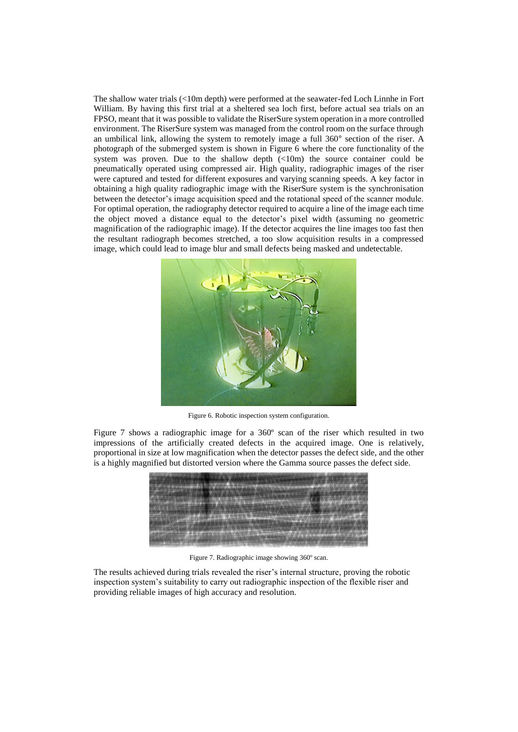The shallow water trials (<10m depth) were performed at the seawater-fed Loch Linnhe in Fort William. By having this first trial at a sheltered sea loch first, before actual sea trials on an FPSO, meant that it was possible to validate the RiserSure system operation in a more controlled environment. The RiserSure system was managed from the control room on the surface through an umbilical link, allowing the system to remotely image a full 360° section of the riser. A photograph of the submerged system is shown in Figure 6 where the core functionality of the system was proven. Due to the shallow depth (<10m) the source container could be pneumatically operated using compressed air. High quality, radiographic images of the riser were captured and tested for different exposures and varying scanning speeds. A key factor in obtaining a high quality radiographic image with the RiserSure system is the synchronisation between the detector's image acquisition speed and the rotational speed of the scanner module. For optimal operation, the radiography detector required to acquire a line of the image each time the object moved a distance equal to the detector's pixel width (assuming no geometric magnification of the radiographic image). If the detector acquires the line images too fast then the resultant radiograph becomes stretched, a too slow acquisition results in a compressed image, which could lead to image blur and small defects being masked and undetectable.

Figure 6. Robotic inspection system configuration.

Figure 7 shows a radiographic image for a 360º scan of the riser which resulted in two impressions of the artificially created defects in the acquired image. One is relatively, proportional in size at low magnification when the detector passes the defect side, and the other is a highly magnified but distorted version where the Gamma source passes the defect side.

Figure 7. Radiographic image showing 360º scan.

The results achieved during trials revealed the riser's internal structure, proving the robotic inspection system's suitability to carry out radiographic inspection of the flexible riser and providing reliable images of high accuracy and resolution.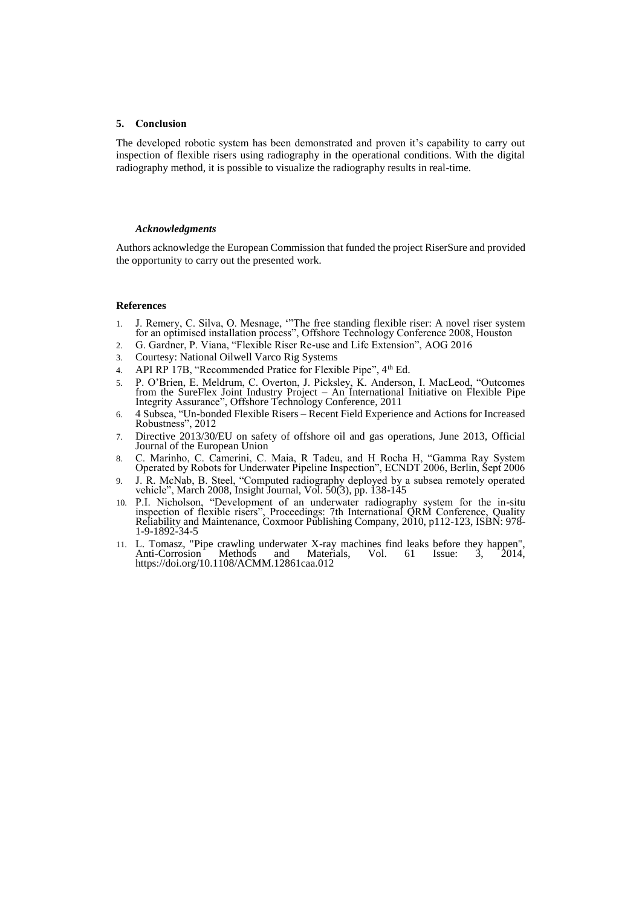## 5. Conclusion

The developed robotic system has been demonstrated and proven it's capability to carry out inspection of flexible risers using radiography in the operational conditions. With the digital radiography method, it is possible to visualize the radiography results in real-time.

### *Acknowledgments*

Authors acknowledge the European Commission that funded the project RiserSure and provided the opportunity to carry out the presented work.

## References

1. J. Remery, C. Silva, O. Mesnage, '"The free standing flexible riser: A novel riser system for an optimised installation process", Offshore Technology Conference 2008, Houston
2. G. Gardner, P. Viana, "Flexible Riser Re-use and Life Extension", AOG 2016
3. Courtesy: National Oilwell Varco Rig Systems
4. API RP 17B, "Recommended Pratice for Flexible Pipe", 4th Ed.
5. P. O'Brien, E. Meldrum, C. Overton, J. Picksley, K. Anderson, I. MacLeod, "Outcomes from the SureFlex Joint Industry Project – An International Initiative on Flexible Pipe Integrity Assurance", Offshore Technology Conference, 2011
6. 4 Subsea, "Un-bonded Flexible Risers – Recent Field Experience and Actions for Increased Robustness", 2012
7. Directive 2013/30/EU on safety of offshore oil and gas operations, June 2013, Official Journal of the European Union
8. C. Marinho, C. Camerini, C. Maia, R Tadeu, and H Rocha H, "Gamma Ray System Operated by Robots for Underwater Pipeline Inspection", ECNDT 2006, Berlin, Sept 2006
9. J. R. McNab, B. Steel, "Computed radiography deployed by a subsea remotely operated vehicle", March 2008, Insight Journal, Vol. 50(3), pp. 138-145
10. P.I. Nicholson, "Development of an underwater radiography system for the in-situ inspection of flexible risers", Proceedings: 7th International QRM Conference, Quality Reliability and Maintenance, Coxmoor Publishing Company, 2010, p112-123, ISBN: 978-1-9-1892-34-5
11. L. Tomasz, "Pipe crawling underwater X-ray machines find leaks before they happen", Anti-Corrosion Methods and Materials, Vol. 61 Issue: 3, 2014, https://doi.org/10.1108/ACMM.12861caa.012